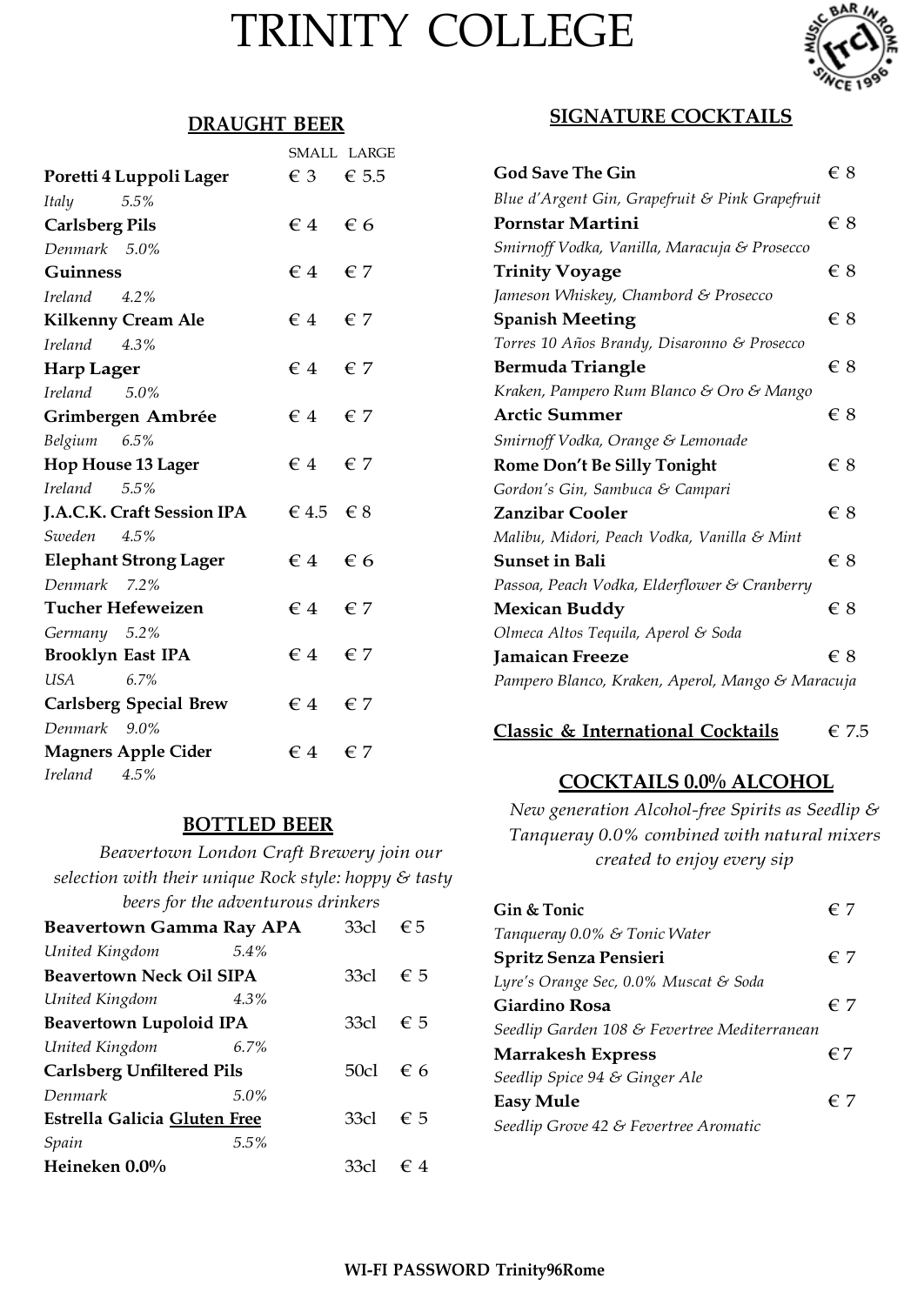# TRINITY COLLEGE

## DRAUGHT BEER

| | SMALL | LARGE |
|---|---|---|
| **Poretti 4 Luppoli Lager** *Italy 5.5%* | € 3 | € 5.5 |
| **Carlsberg Pils** *Denmark 5.0%* | € 4 | € 6 |
| **Guinness** *Ireland 4.2%* | € 4 | € 7 |
| **Kilkenny Cream Ale** *Ireland 4.3%* | € 4 | € 7 |
| **Harp Lager** *Ireland 5.0%* | € 4 | € 7 |
| **Grimbergen Ambrée** *Belgium 6.5%* | € 4 | € 7 |
| **Hop House 13 Lager** *Ireland 5.5%* | € 4 | € 7 |
| **J.A.C.K. Craft Session IPA** *Sweden 4.5%* | € 4.5 | € 8 |
| **Elephant Strong Lager** *Denmark 7.2%* | € 4 | € 6 |
| **Tucher Hefeweizen** *Germany 5.2%* | € 4 | € 7 |
| **Brooklyn East IPA** *USA 6.7%* | € 4 | € 7 |
| **Carlsberg Special Brew** *Denmark 9.0%* | € 4 | € 7 |
| **Magners Apple Cider** *Ireland 4.5%* | € 4 | € 7 |

## BOTTLED BEER

*Beavertown London Craft Brewery join our selection with their unique Rock style: hoppy & tasty beers for the adventurous drinkers*

| | | |
|---|---|---|
| **Beavertown Gamma Ray APA** *United Kingdom 5.4%* | 33cl | € 5 |
| **Beavertown Neck Oil SIPA** *United Kingdom 4.3%* | 33cl | € 5 |
| **Beavertown Lupoloid IPA** *United Kingdom 6.7%* | 33cl | € 5 |
| **Carlsberg Unfiltered Pils** *Denmark 5.0%* | 50cl | € 6 |
| **Estrella Galicia Gluten Free** *Spain 5.5%* | 33cl | € 5 |
| **Heineken 0.0%** | 33cl | € 4 |

## SIGNATURE COCKTAILS

| | |
|---|---|
| **God Save The Gin** *Blue d'Argent Gin, Grapefruit & Pink Grapefruit* | € 8 |
| **Pornstar Martini** *Smirnoff Vodka, Vanilla, Maracuja & Prosecco* | € 8 |
| **Trinity Voyage** *Jameson Whiskey, Chambord & Prosecco* | € 8 |
| **Spanish Meeting** *Torres 10 Años Brandy, Disaronno & Prosecco* | € 8 |
| **Bermuda Triangle** *Kraken, Pampero Rum Blanco & Oro & Mango* | € 8 |
| **Arctic Summer** *Smirnoff Vodka, Orange & Lemonade* | € 8 |
| **Rome Don't Be Silly Tonight** *Gordon's Gin, Sambuca & Campari* | € 8 |
| **Zanzibar Cooler** *Malibu, Midori, Peach Vodka, Vanilla & Mint* | € 8 |
| **Sunset in Bali** *Passoa, Peach Vodka, Elderflower & Cranberry* | € 8 |
| **Mexican Buddy** *Olmeca Altos Tequila, Aperol & Soda* | € 8 |
| **Jamaican Freeze** *Pampero Blanco, Kraken, Aperol, Mango & Maracuja* | € 8 |

**Classic & International Cocktails** € 7.5

## COCKTAILS 0.0% ALCOHOL

*New generation Alcohol-free Spirits as Seedlip & Tanqueray 0.0% combined with natural mixers created to enjoy every sip*

| | |
|---|---|
| **Gin & Tonic** *Tanqueray 0.0% & Tonic Water* | € 7 |
| **Spritz Senza Pensieri** *Lyre's Orange Sec, 0.0% Muscat & Soda* | € 7 |
| **Giardino Rosa** *Seedlip Garden 108 & Fevertree Mediterranean* | € 7 |
| **Marrakesh Express** *Seedlip Spice 94 & Ginger Ale* | €7 |
| **Easy Mule** *Seedlip Grove 42 & Fevertree Aromatic* | € 7 |

**WI-FI PASSWORD Trinity96Rome**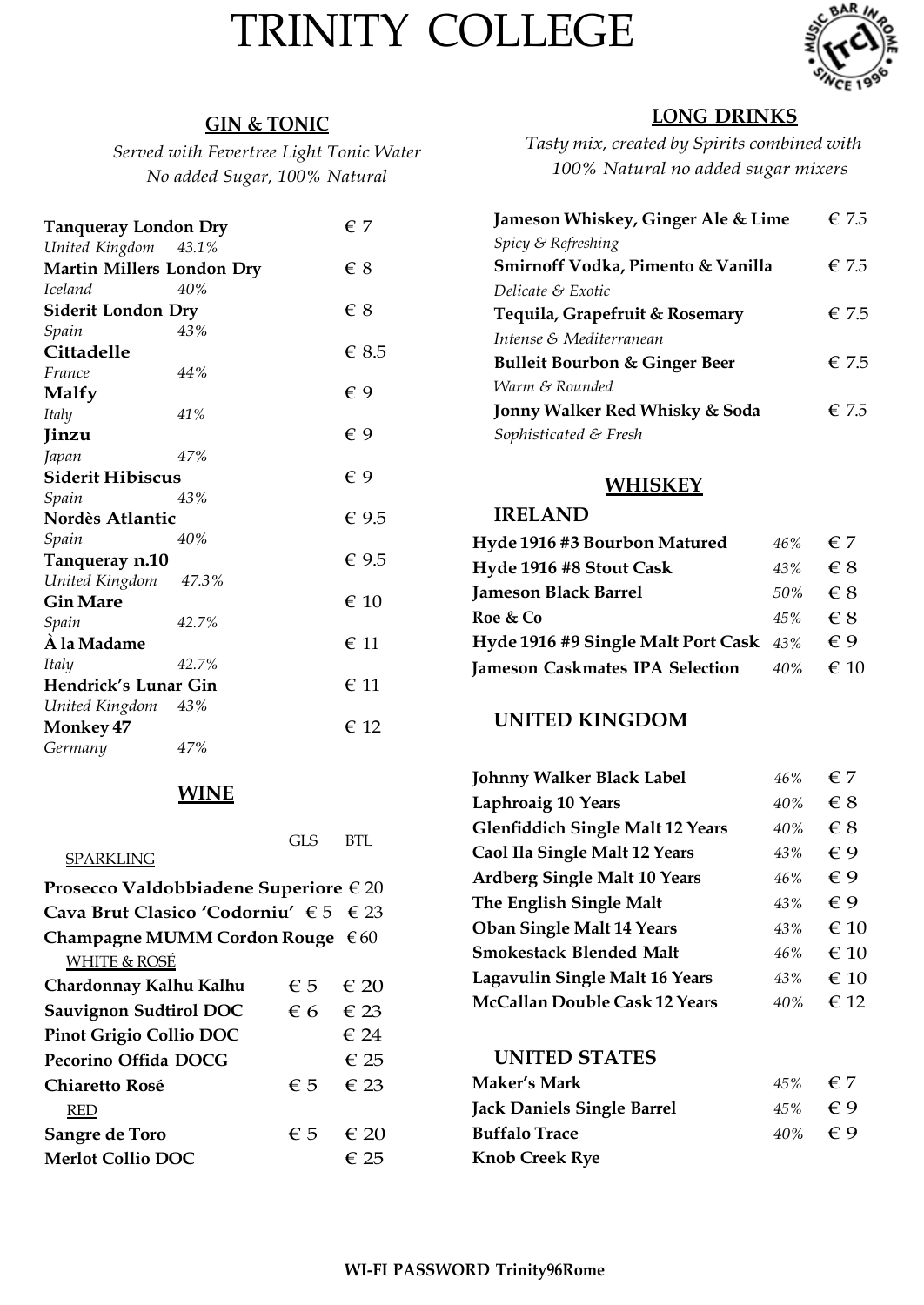# TRINITY COLLEGE

## GIN & TONIC

*Served with Fevertree Light Tonic Water*
*No added Sugar, 100% Natural*

| | | |
|---|---|---|
| **Tanqueray London Dry** *United Kingdom 43.1%* | | € 7 |
| **Martin Millers London Dry** *Iceland 40%* | | € 8 |
| **Siderit London Dry** *Spain 43%* | | € 8 |
| **Cittadelle** *France 44%* | | € 8.5 |
| **Malfy** *Italy 41%* | | € 9 |
| **Jinzu** *Japan 47%* | | € 9 |
| **Siderit Hibiscus** *Spain 43%* | | € 9 |
| **Nordès Atlantic** *Spain 40%* | | € 9.5 |
| **Tanqueray n.10** *United Kingdom 47.3%* | | € 9.5 |
| **Gin Mare** *Spain 42.7%* | | € 10 |
| **À la Madame** *Italy 42.7%* | | € 11 |
| **Hendrick's Lunar Gin** *United Kingdom 43%* | | € 11 |
| **Monkey 47** *Germany 47%* | | € 12 |

## WINE

| | GLS | BTL |
|---|---|---|
| SPARKLING | | |
| **Prosecco Valdobbiadene Superiore** | | € 20 |
| **Cava Brut Clasico 'Codorniu'** | € 5 | € 23 |
| **Champagne MUMM Cordon Rouge** | | € 60 |
| WHITE & ROSÉ | | |
| **Chardonnay Kalhu Kalhu** | € 5 | € 20 |
| **Sauvignon Sudtirol DOC** | € 6 | € 23 |
| **Pinot Grigio Collio DOC** | | € 24 |
| **Pecorino Offida DOCG** | | € 25 |
| **Chiaretto Rosé** | € 5 | € 23 |
| RED | | |
| **Sangre de Toro** | € 5 | € 20 |
| **Merlot Collio DOC** | | € 25 |

## LONG DRINKS

*Tasty mix, created by Spirits combined with 100% Natural no added sugar mixers*

| | |
|---|---|
| **Jameson Whiskey, Ginger Ale & Lime** *Spicy & Refreshing* | € 7.5 |
| **Smirnoff Vodka, Pimento & Vanilla** *Delicate & Exotic* | € 7.5 |
| **Tequila, Grapefruit & Rosemary** *Intense & Mediterranean* | € 7.5 |
| **Bulleit Bourbon & Ginger Beer** *Warm & Rounded* | € 7.5 |
| **Jonny Walker Red Whisky & Soda** *Sophisticated & Fresh* | € 7.5 |

## WHISKEY

### IRELAND

| | | |
|---|---|---|
| **Hyde 1916 #3 Bourbon Matured** | *46%* | € 7 |
| **Hyde 1916 #8 Stout Cask** | *43%* | € 8 |
| **Jameson Black Barrel** | *50%* | € 8 |
| **Roe & Co** | *45%* | € 8 |
| **Hyde 1916 #9 Single Malt Port Cask** | *43%* | € 9 |
| **Jameson Caskmates IPA Selection** | *40%* | € 10 |

### UNITED KINGDOM

| | | |
|---|---|---|
| **Johnny Walker Black Label** | *46%* | € 7 |
| **Laphroaig 10 Years** | *40%* | € 8 |
| **Glenfiddich Single Malt 12 Years** | *40%* | € 8 |
| **Caol Ila Single Malt 12 Years** | *43%* | € 9 |
| **Ardberg Single Malt 10 Years** | *46%* | € 9 |
| **The English Single Malt** | *43%* | € 9 |
| **Oban Single Malt 14 Years** | *43%* | € 10 |
| **Smokestack Blended Malt** | *46%* | € 10 |
| **Lagavulin Single Malt 16 Years** | *43%* | € 10 |
| **McCallan Double Cask 12 Years** | *40%* | € 12 |

### UNITED STATES

| | | |
|---|---|---|
| **Maker's Mark** | *45%* | € 7 |
| **Jack Daniels Single Barrel** | *45%* | € 9 |
| **Buffalo Trace** | *40%* | € 9 |
| **Knob Creek Rye** | | |

**WI-FI PASSWORD Trinity96Rome**